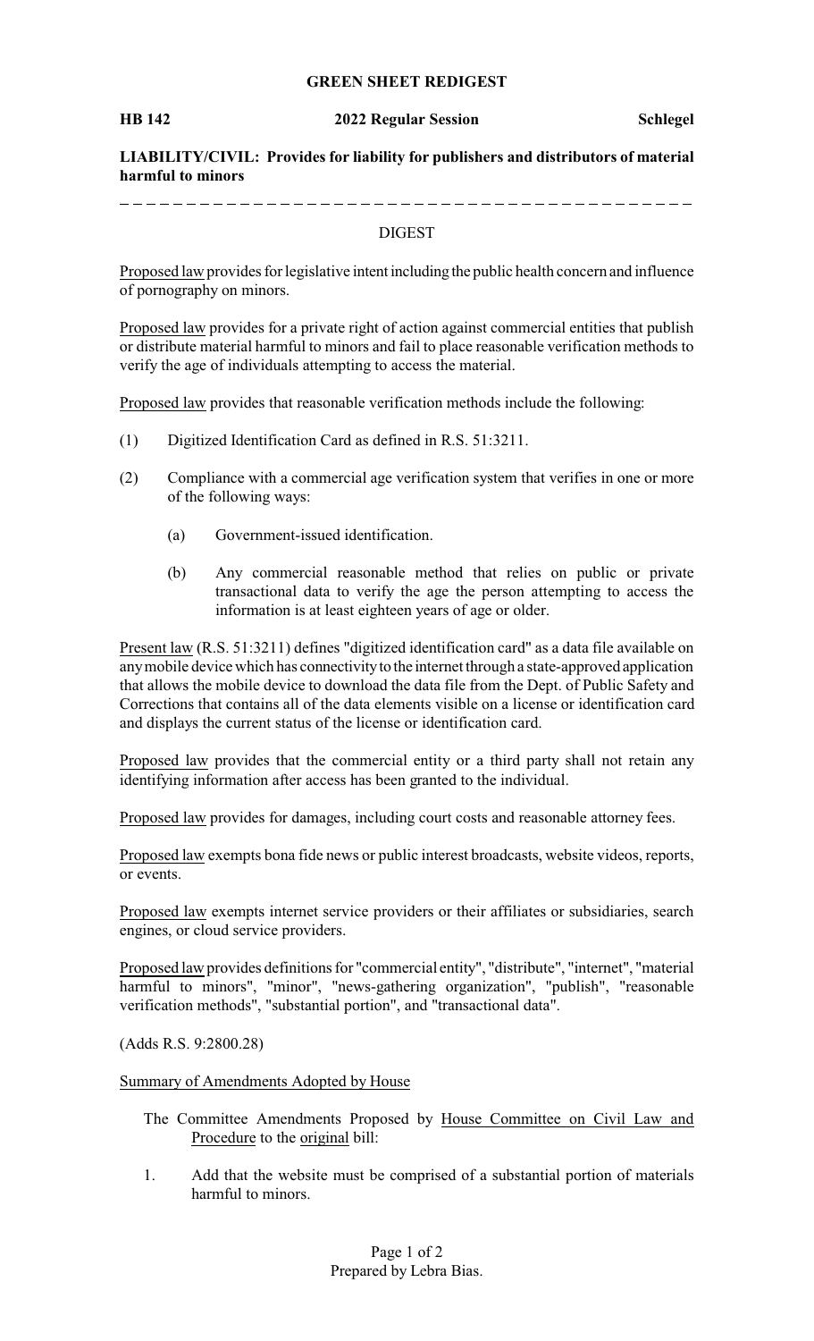# GREEN SHEET REDIGEST

**HB 142** **2022 Regular Session** **Schlegel**

**LIABILITY/CIVIL: Provides for liability for publishers and distributors of material harmful to minors**

---

## DIGEST

Proposed law provides for legislative intent including the public health concern and influence of pornography on minors.

Proposed law provides for a private right of action against commercial entities that publish or distribute material harmful to minors and fail to place reasonable verification methods to verify the age of individuals attempting to access the material.

Proposed law provides that reasonable verification methods include the following:

(1) Digitized Identification Card as defined in R.S. 51:3211.

(2) Compliance with a commercial age verification system that verifies in one or more of the following ways:

  (a) Government-issued identification.

  (b) Any commercial reasonable method that relies on public or private transactional data to verify the age the person attempting to access the information is at least eighteen years of age or older.

Present law (R.S. 51:3211) defines "digitized identification card" as a data file available on any mobile device which has connectivity to the internet through a state-approved application that allows the mobile device to download the data file from the Dept. of Public Safety and Corrections that contains all of the data elements visible on a license or identification card and displays the current status of the license or identification card.

Proposed law provides that the commercial entity or a third party shall not retain any identifying information after access has been granted to the individual.

Proposed law provides for damages, including court costs and reasonable attorney fees.

Proposed law exempts bona fide news or public interest broadcasts, website videos, reports, or events.

Proposed law exempts internet service providers or their affiliates or subsidiaries, search engines, or cloud service providers.

Proposed law provides definitions for "commercial entity", "distribute", "internet", "material harmful to minors", "minor", "news-gathering organization", "publish", "reasonable verification methods", "substantial portion", and "transactional data".

(Adds R.S. 9:2800.28)

Summary of Amendments Adopted by House

The Committee Amendments Proposed by House Committee on Civil Law and Procedure to the original bill:

1. Add that the website must be comprised of a substantial portion of materials harmful to minors.

Prepared by Lebra Bias.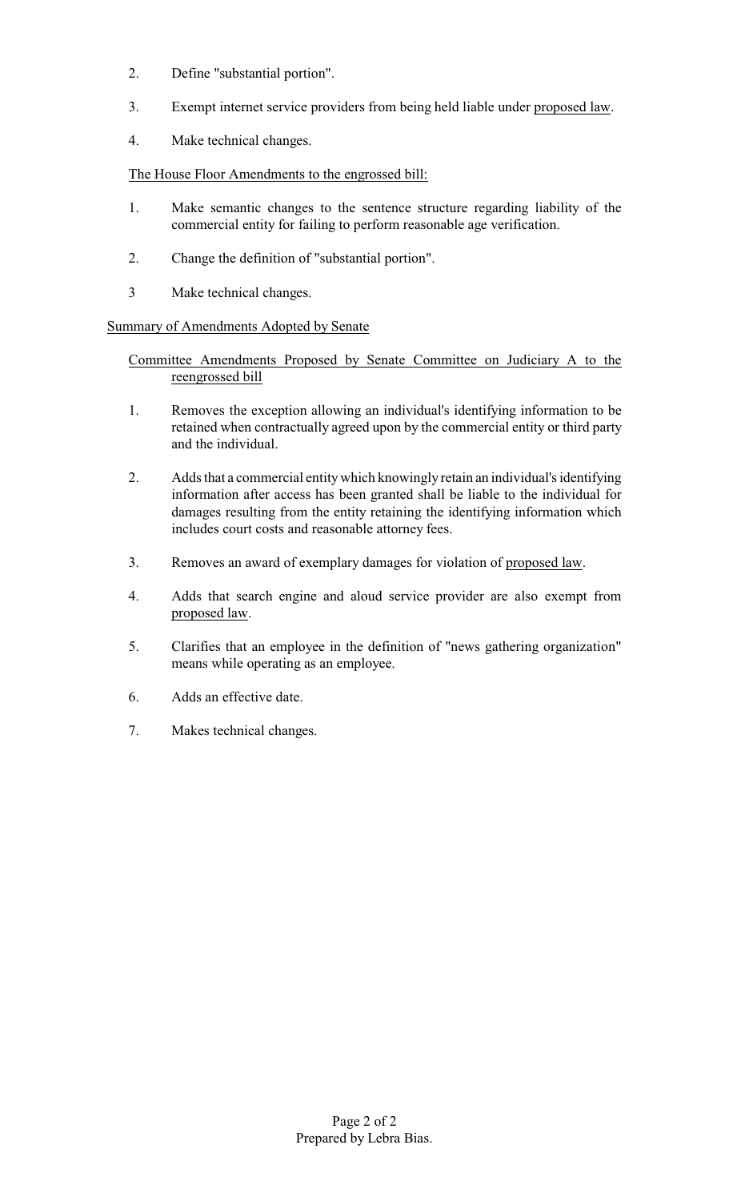2. Define "substantial portion".

3. Exempt internet service providers from being held liable under proposed law.

4. Make technical changes.

The House Floor Amendments to the engrossed bill:

1. Make semantic changes to the sentence structure regarding liability of the commercial entity for failing to perform reasonable age verification.

2. Change the definition of "substantial portion".

3 Make technical changes.

Summary of Amendments Adopted by Senate

Committee Amendments Proposed by Senate Committee on Judiciary A to the reengrossed bill

1. Removes the exception allowing an individual's identifying information to be retained when contractually agreed upon by the commercial entity or third party and the individual.

2. Adds that a commercial entity which knowingly retain an individual's identifying information after access has been granted shall be liable to the individual for damages resulting from the entity retaining the identifying information which includes court costs and reasonable attorney fees.

3. Removes an award of exemplary damages for violation of proposed law.

4. Adds that search engine and aloud service provider are also exempt from proposed law.

5. Clarifies that an employee in the definition of "news gathering organization" means while operating as an employee.

6. Adds an effective date.

7. Makes technical changes.

Prepared by Lebra Bias.